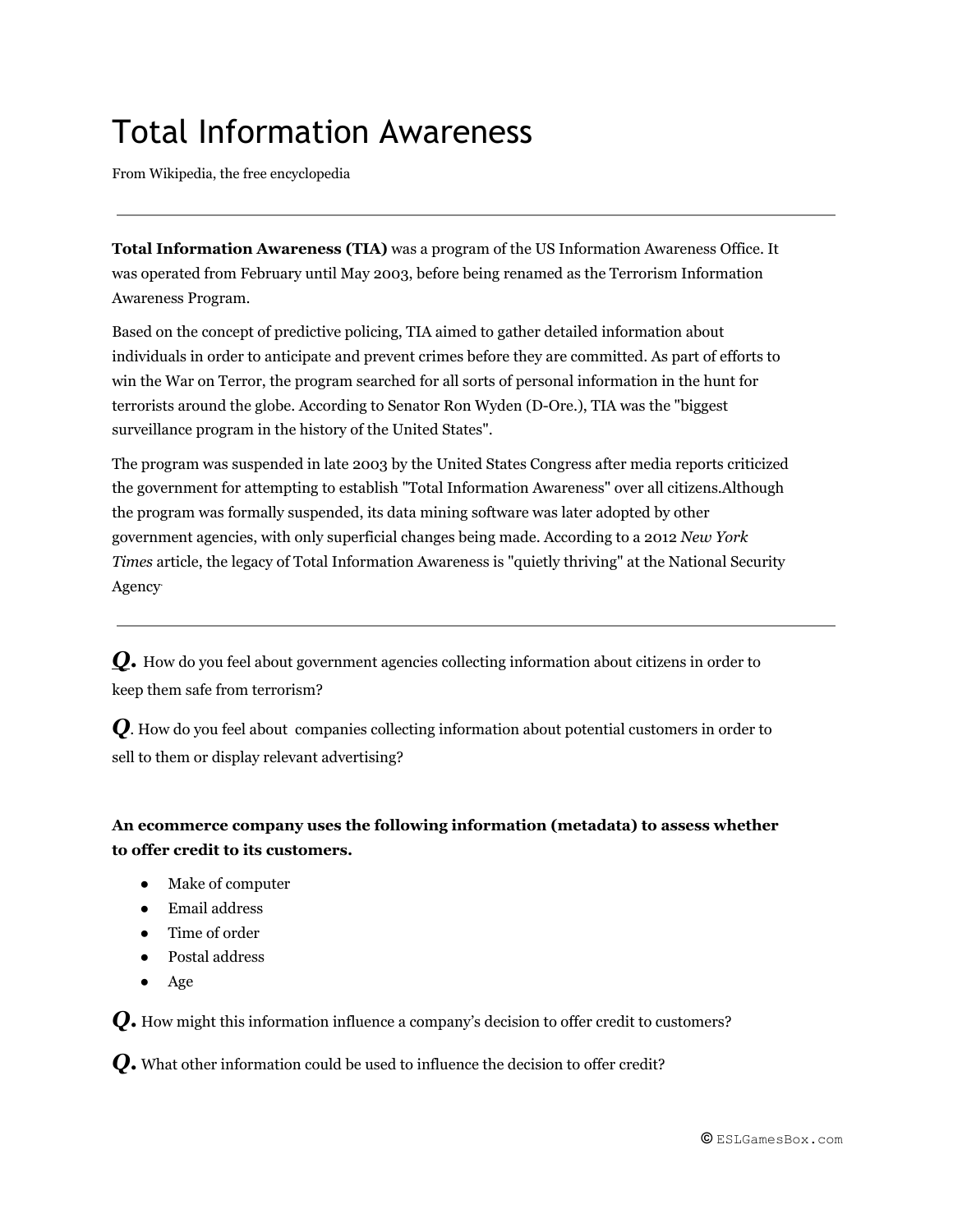# Total Information Awareness

From Wikipedia, the free encyclopedia

---

**Total Information Awareness (TIA)** was a program of the US Information Awareness Office. It was operated from February until May 2003, before being renamed as the Terrorism Information Awareness Program.

Based on the concept of predictive policing, TIA aimed to gather detailed information about individuals in order to anticipate and prevent crimes before they are committed. As part of efforts to win the War on Terror, the program searched for all sorts of personal information in the hunt for terrorists around the globe. According to Senator Ron Wyden (D-Ore.), TIA was the "biggest surveillance program in the history of the United States".

The program was suspended in late 2003 by the United States Congress after media reports criticized the government for attempting to establish "Total Information Awareness" over all citizens.Although the program was formally suspended, its data mining software was later adopted by other government agencies, with only superficial changes being made. According to a 2012 *New York Times* article, the legacy of Total Information Awareness is "quietly thriving" at the National Security Agency.

---

***Q.*** How do you feel about government agencies collecting information about citizens in order to keep them safe from terrorism?

***Q***. How do you feel about companies collecting information about potential customers in order to sell to them or display relevant advertising?

**An ecommerce company uses the following information (metadata) to assess whether to offer credit to its customers.**

- Make of computer
- Email address
- Time of order
- Postal address
- Age

***Q.*** How might this information influence a company's decision to offer credit to customers?

***Q.*** What other information could be used to influence the decision to offer credit?

© ESLGamesBox.com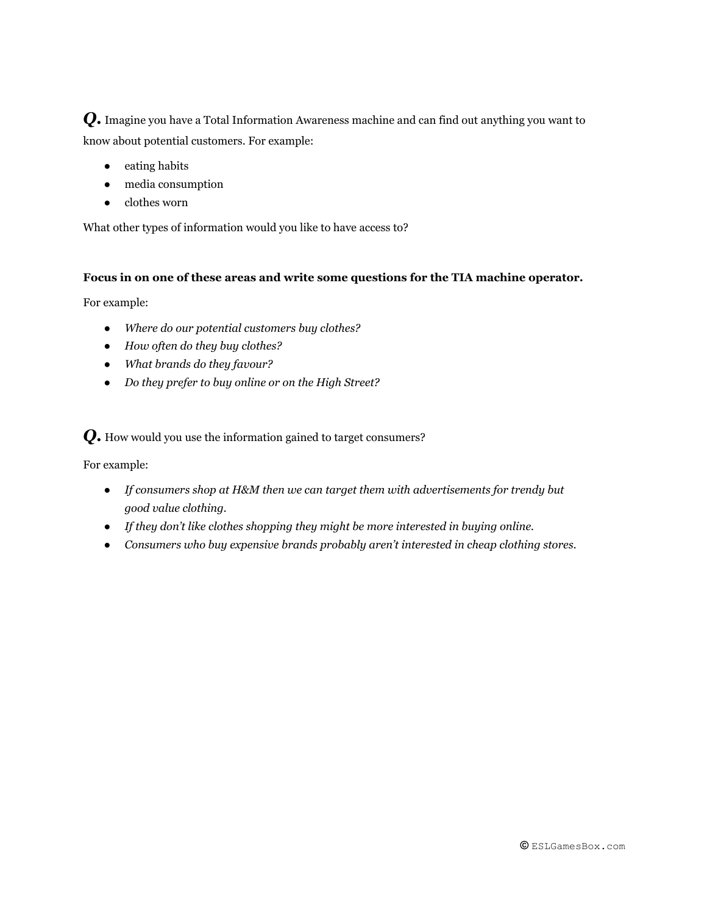***Q.*** Imagine you have a Total Information Awareness machine and can find out anything you want to know about potential customers. For example:

- eating habits
- media consumption
- clothes worn

What other types of information would you like to have access to?

**Focus in on one of these areas and write some questions for the TIA machine operator.**

For example:

- *Where do our potential customers buy clothes?*
- *How often do they buy clothes?*
- *What brands do they favour?*
- *Do they prefer to buy online or on the High Street?*

***Q.*** How would you use the information gained to target consumers?

For example:

- *If consumers shop at H&M then we can target them with advertisements for trendy but good value clothing.*
- *If they don't like clothes shopping they might be more interested in buying online.*
- *Consumers who buy expensive brands probably aren't interested in cheap clothing stores.*